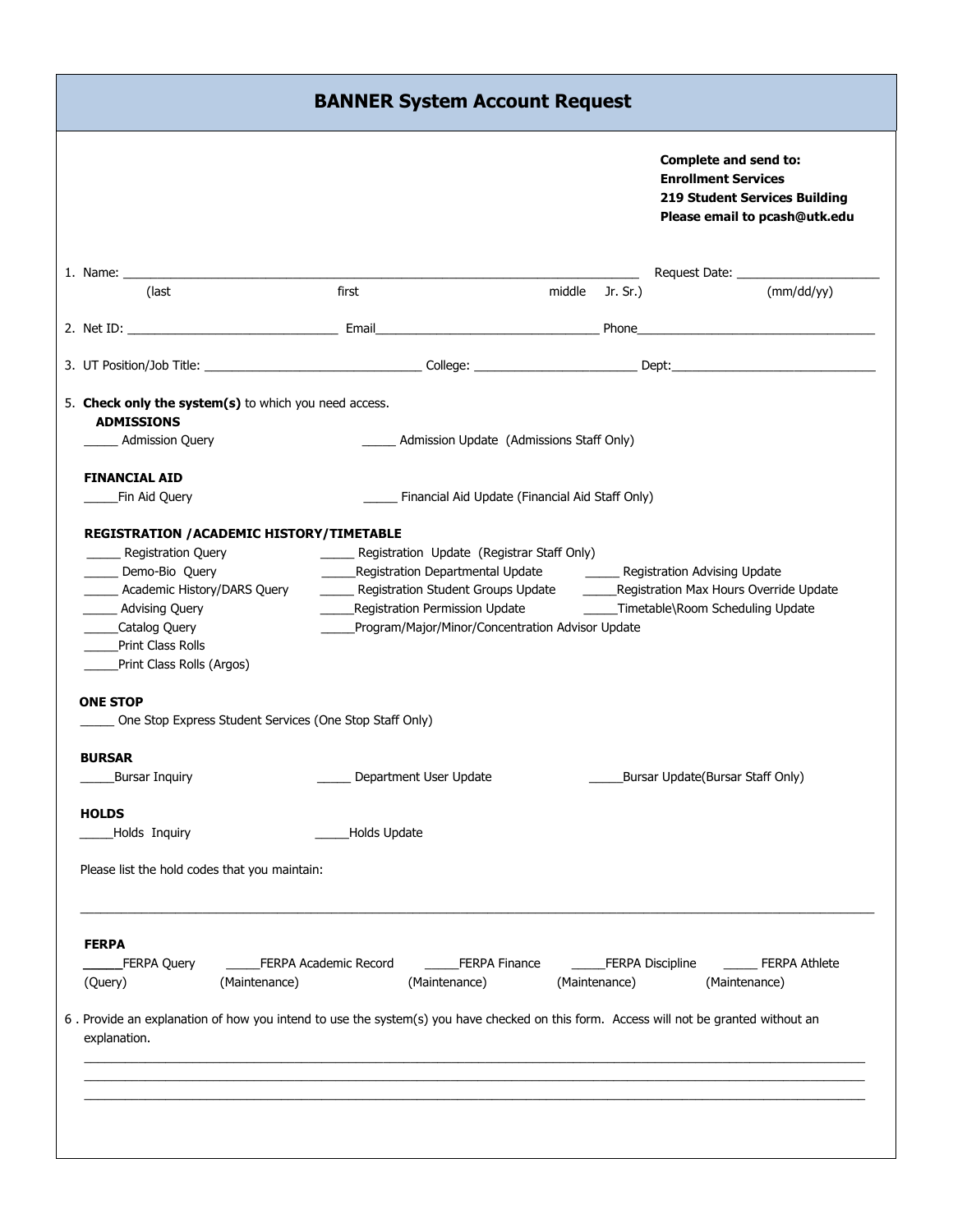# BANNER System Account Request

**Complete and send to:**
**Enrollment Services**
**219 Student Services Building**
**Please email to pcash@utk.edu**

1. Name: ___________________________________________________________________________ Request Date: _____________________
   (last first middle Jr. Sr.) (mm/dd/yy)

2. Net ID: _______________________________ Email________________________________ Phone___________________________________

3. UT Position/Job Title: ________________________________ College: ________________________ Dept:______________________________

5. **Check only the system(s)** to which you need access.

**ADMISSIONS**

_____ Admission Query
_____ Admission Update (Admissions Staff Only)

**FINANCIAL AID**

_____Fin Aid Query
_____ Financial Aid Update (Financial Aid Staff Only)

**REGISTRATION /ACADEMIC HISTORY/TIMETABLE**

_____ Registration Query
_____ Demo-Bio Query
_____ Academic History/DARS Query
_____ Advising Query
_____Catalog Query
_____Print Class Rolls
_____Print Class Rolls (Argos)
_____ Registration Update (Registrar Staff Only)
_____Registration Departmental Update
_____ Registration Student Groups Update
_____Registration Permission Update
_____Program/Major/Minor/Concentration Advisor Update
_____ Registration Advising Update
_____Registration Max Hours Override Update
_____Timetable\Room Scheduling Update

**ONE STOP**

_____ One Stop Express Student Services (One Stop Staff Only)

**BURSAR**

_____Bursar Inquiry
_____ Department User Update
_____Bursar Update(Bursar Staff Only)

**HOLDS**

_____Holds Inquiry
_____Holds Update

Please list the hold codes that you maintain:

_____________________________________________________________________________________________________________

**FERPA**

_____FERPA Query (Query)
_____FERPA Academic Record (Maintenance)
_____FERPA Finance (Maintenance)
_____FERPA Discipline (Maintenance)
_____ FERPA Athlete (Maintenance)

6 . Provide an explanation of how you intend to use the system(s) you have checked on this form. Access will not be granted without an explanation.

_____________________________________________________________________________________________________________
_____________________________________________________________________________________________________________
_____________________________________________________________________________________________________________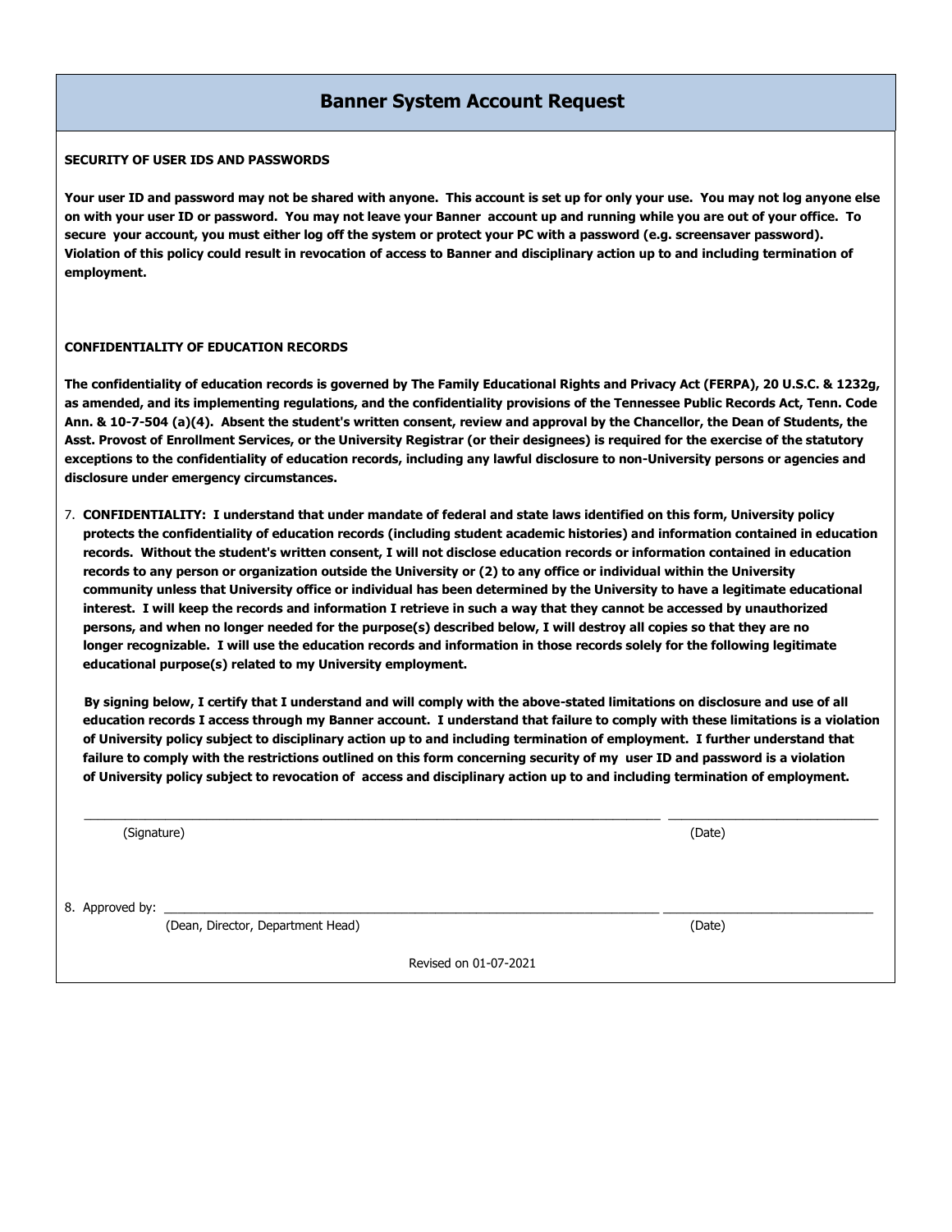# Banner System Account Request

**SECURITY OF USER IDS AND PASSWORDS**

**Your user ID and password may not be shared with anyone. This account is set up for only your use. You may not log anyone else on with your user ID or password. You may not leave your Banner account up and running while you are out of your office. To secure your account, you must either log off the system or protect your PC with a password (e.g. screensaver password). Violation of this policy could result in revocation of access to Banner and disciplinary action up to and including termination of employment.**

**CONFIDENTIALITY OF EDUCATION RECORDS**

**The confidentiality of education records is governed by The Family Educational Rights and Privacy Act (FERPA), 20 U.S.C. & 1232g, as amended, and its implementing regulations, and the confidentiality provisions of the Tennessee Public Records Act, Tenn. Code Ann. & 10-7-504 (a)(4). Absent the student's written consent, review and approval by the Chancellor, the Dean of Students, the Asst. Provost of Enrollment Services, or the University Registrar (or their designees) is required for the exercise of the statutory exceptions to the confidentiality of education records, including any lawful disclosure to non-University persons or agencies and disclosure under emergency circumstances.**

7. **CONFIDENTIALITY: I understand that under mandate of federal and state laws identified on this form, University policy protects the confidentiality of education records (including student academic histories) and information contained in education records. Without the student's written consent, I will not disclose education records or information contained in education records to any person or organization outside the University or (2) to any office or individual within the University community unless that University office or individual has been determined by the University to have a legitimate educational interest. I will keep the records and information I retrieve in such a way that they cannot be accessed by unauthorized persons, and when no longer needed for the purpose(s) described below, I will destroy all copies so that they are no longer recognizable. I will use the education records and information in those records solely for the following legitimate educational purpose(s) related to my University employment.**

   **By signing below, I certify that I understand and will comply with the above-stated limitations on disclosure and use of all education records I access through my Banner account. I understand that failure to comply with these limitations is a violation of University policy subject to disciplinary action up to and including termination of employment. I further understand that failure to comply with the restrictions outlined on this form concerning security of my user ID and password is a violation of University policy subject to revocation of access and disciplinary action up to and including termination of employment.**

______________________________________________________________ ______________________

(Signature) (Date)

8. Approved by: ______________________________________________________________ ______________________

(Dean, Director, Department Head) (Date)

Revised on 01-07-2021